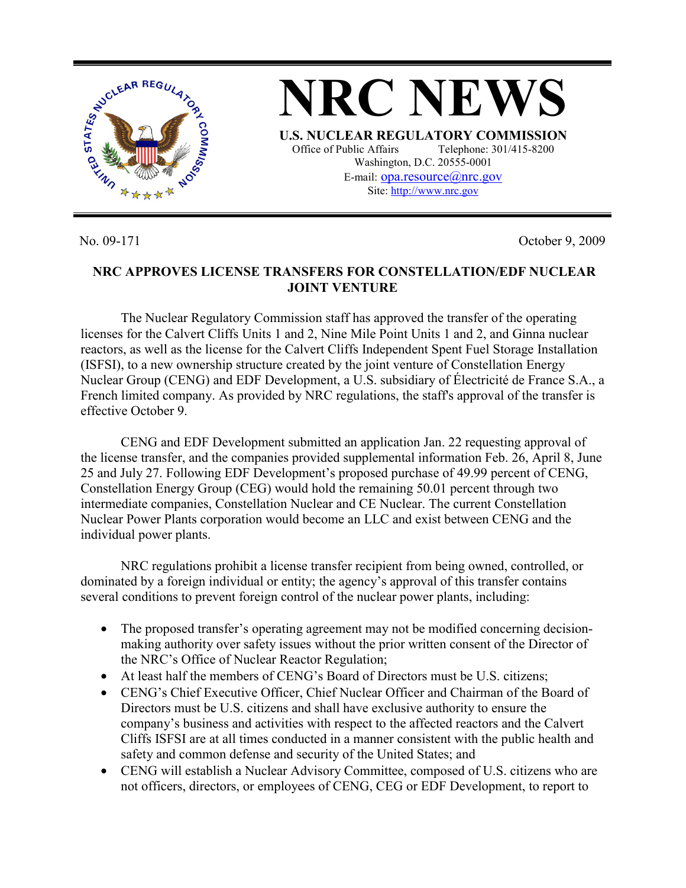# NRC NEWS

**U.S. NUCLEAR REGULATORY COMMISSION**
Office of Public Affairs Telephone: 301/415-8200
Washington, D.C. 20555-0001
E-mail: opa.resource@nrc.gov
Site: http://www.nrc.gov

No. 09-171 October 9, 2009

## NRC APPROVES LICENSE TRANSFERS FOR CONSTELLATION/EDF NUCLEAR JOINT VENTURE

The Nuclear Regulatory Commission staff has approved the transfer of the operating licenses for the Calvert Cliffs Units 1 and 2, Nine Mile Point Units 1 and 2, and Ginna nuclear reactors, as well as the license for the Calvert Cliffs Independent Spent Fuel Storage Installation (ISFSI), to a new ownership structure created by the joint venture of Constellation Energy Nuclear Group (CENG) and EDF Development, a U.S. subsidiary of Électricité de France S.A., a French limited company. As provided by NRC regulations, the staff's approval of the transfer is effective October 9.

CENG and EDF Development submitted an application Jan. 22 requesting approval of the license transfer, and the companies provided supplemental information Feb. 26, April 8, June 25 and July 27. Following EDF Development's proposed purchase of 49.99 percent of CENG, Constellation Energy Group (CEG) would hold the remaining 50.01 percent through two intermediate companies, Constellation Nuclear and CE Nuclear. The current Constellation Nuclear Power Plants corporation would become an LLC and exist between CENG and the individual power plants.

NRC regulations prohibit a license transfer recipient from being owned, controlled, or dominated by a foreign individual or entity; the agency's approval of this transfer contains several conditions to prevent foreign control of the nuclear power plants, including:

- The proposed transfer's operating agreement may not be modified concerning decision-making authority over safety issues without the prior written consent of the Director of the NRC's Office of Nuclear Reactor Regulation;
- At least half the members of CENG's Board of Directors must be U.S. citizens;
- CENG's Chief Executive Officer, Chief Nuclear Officer and Chairman of the Board of Directors must be U.S. citizens and shall have exclusive authority to ensure the company's business and activities with respect to the affected reactors and the Calvert Cliffs ISFSI are at all times conducted in a manner consistent with the public health and safety and common defense and security of the United States; and
- CENG will establish a Nuclear Advisory Committee, composed of U.S. citizens who are not officers, directors, or employees of CENG, CEG or EDF Development, to report to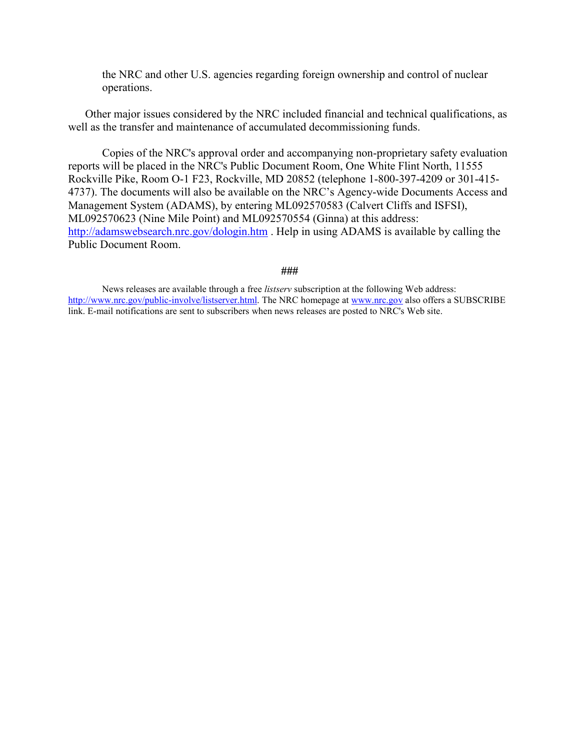the NRC and other U.S. agencies regarding foreign ownership and control of nuclear operations.

Other major issues considered by the NRC included financial and technical qualifications, as well as the transfer and maintenance of accumulated decommissioning funds.

Copies of the NRC's approval order and accompanying non-proprietary safety evaluation reports will be placed in the NRC's Public Document Room, One White Flint North, 11555 Rockville Pike, Room O-1 F23, Rockville, MD 20852 (telephone 1-800-397-4209 or 301-415-4737). The documents will also be available on the NRC's Agency-wide Documents Access and Management System (ADAMS), by entering ML092570583 (Calvert Cliffs and ISFSI), ML092570623 (Nine Mile Point) and ML092570554 (Ginna) at this address: http://adamswebsearch.nrc.gov/dologin.htm . Help in using ADAMS is available by calling the Public Document Room.

###

News releases are available through a free *listserv* subscription at the following Web address: http://www.nrc.gov/public-involve/listserver.html. The NRC homepage at www.nrc.gov also offers a SUBSCRIBE link. E-mail notifications are sent to subscribers when news releases are posted to NRC's Web site.